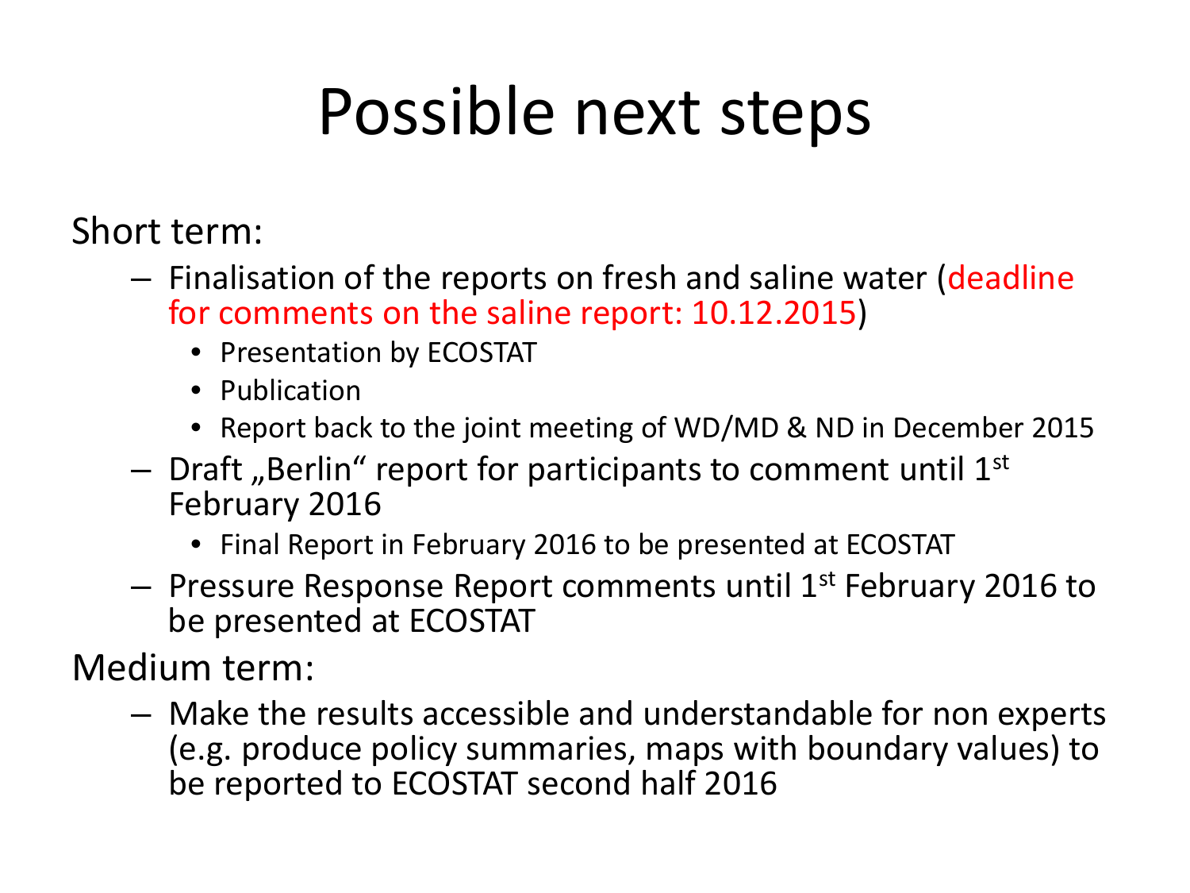# Possible next steps

Short term:

- Finalisation of the reports on fresh and saline water (deadline for comments on the saline report: 10.12.2015)
  - Presentation by ECOSTAT
  - Publication
  - Report back to the joint meeting of WD/MD & ND in December 2015
- Draft „Berlin“ report for participants to comment until 1st February 2016
  - Final Report in February 2016 to be presented at ECOSTAT
- Pressure Response Report comments until 1st February 2016 to be presented at ECOSTAT

Medium term:

- Make the results accessible and understandable for non experts (e.g. produce policy summaries, maps with boundary values) to be reported to ECOSTAT second half 2016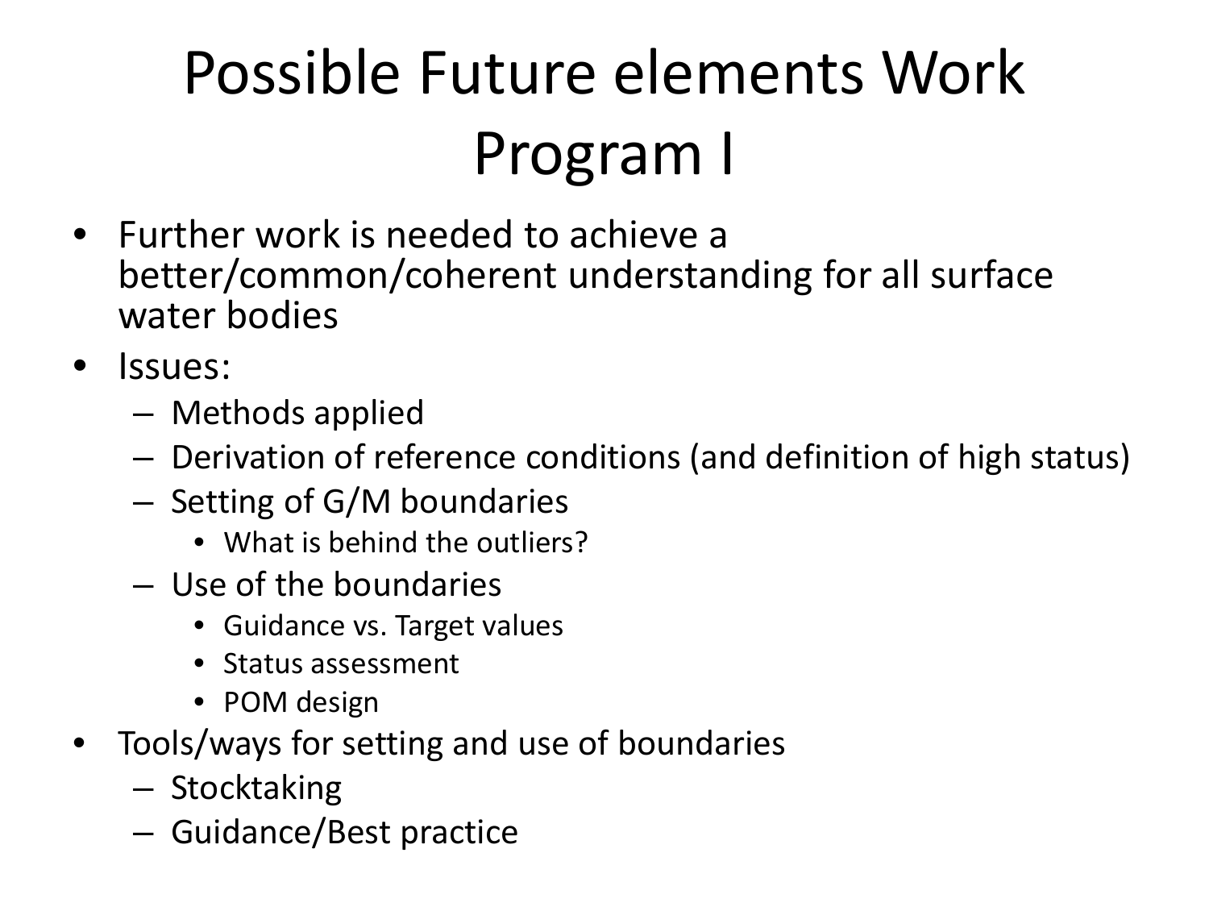# Possible Future elements Work Program I

- Further work is needed to achieve a better/common/coherent understanding for all surface water bodies
- Issues:
  - Methods applied
  - Derivation of reference conditions (and definition of high status)
  - Setting of G/M boundaries
    - What is behind the outliers?
  - Use of the boundaries
    - Guidance vs. Target values
    - Status assessment
    - POM design
- Tools/ways for setting and use of boundaries
  - Stocktaking
  - Guidance/Best practice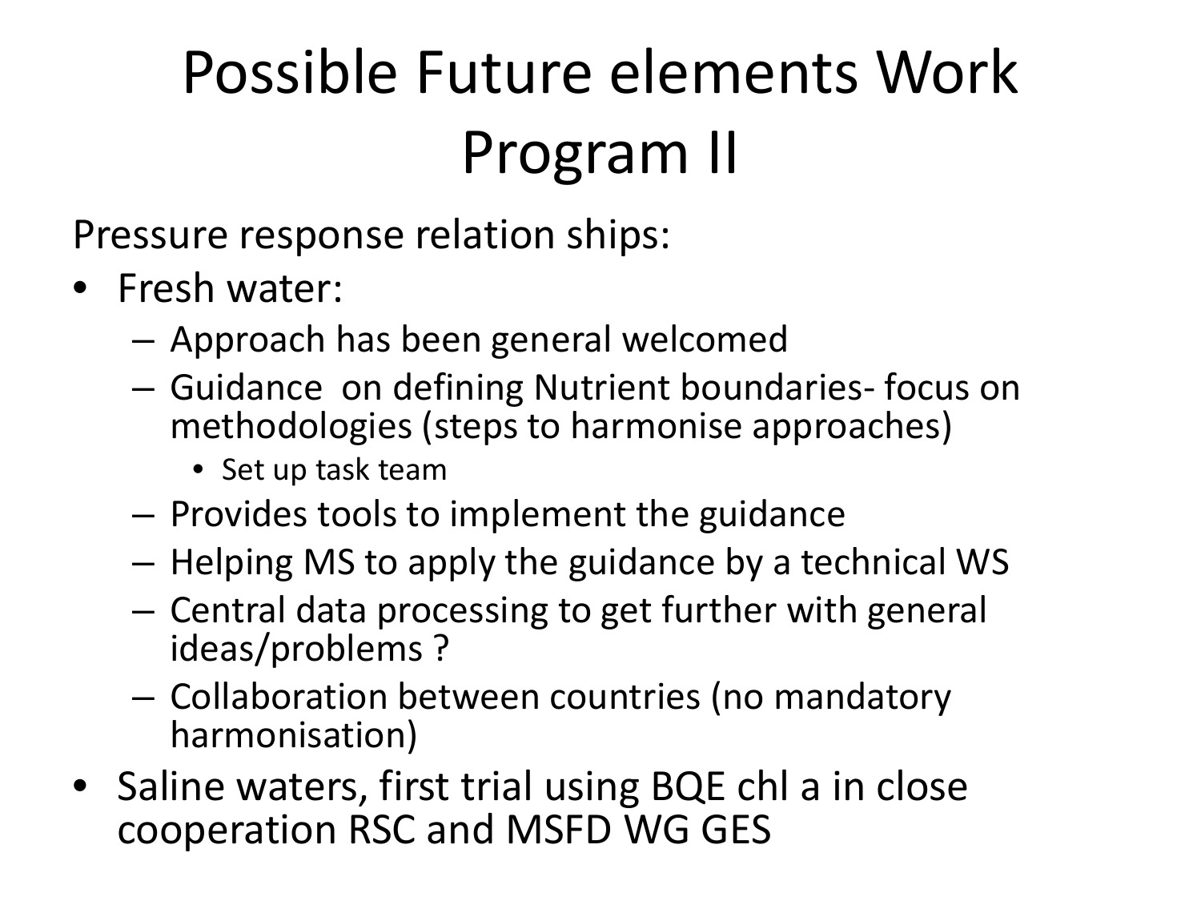# Possible Future elements Work Program II

Pressure response relation ships:

- Fresh water:
  - Approach has been general welcomed
  - Guidance on defining Nutrient boundaries- focus on methodologies (steps to harmonise approaches)
    - Set up task team
  - Provides tools to implement the guidance
  - Helping MS to apply the guidance by a technical WS
  - Central data processing to get further with general ideas/problems ?
  - Collaboration between countries (no mandatory harmonisation)
- Saline waters, first trial using BQE chl a in close cooperation RSC and MSFD WG GES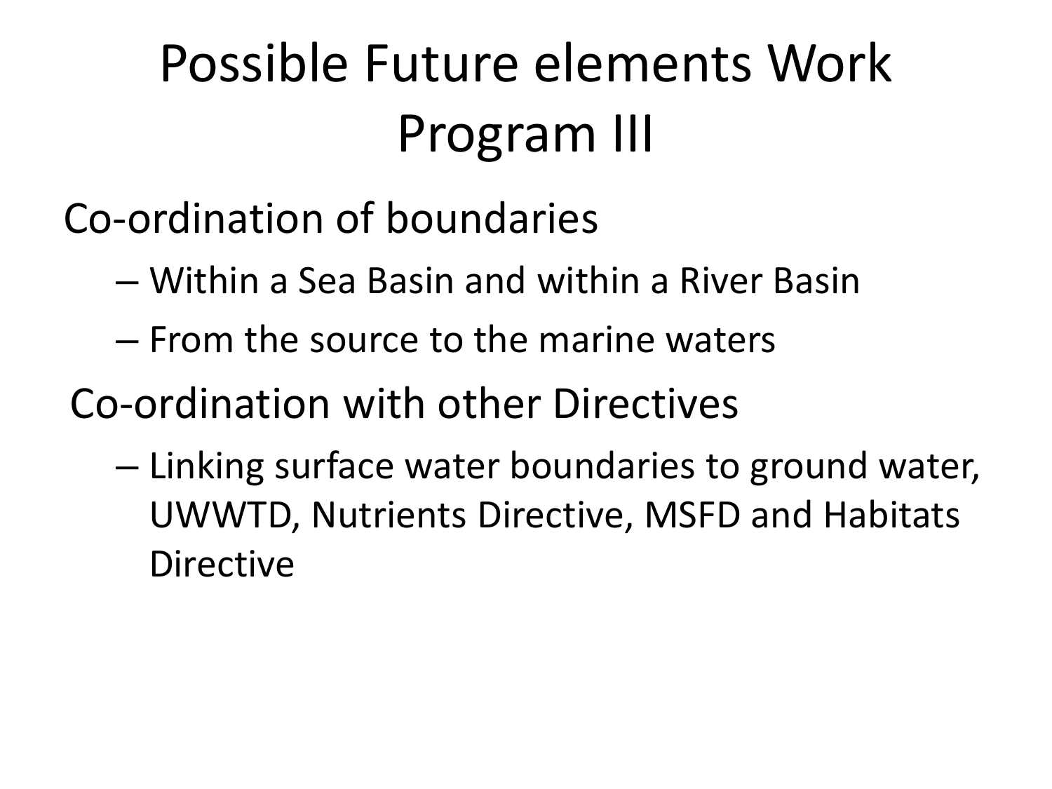# Possible Future elements Work Program III

Co-ordination of boundaries

- Within a Sea Basin and within a River Basin
- From the source to the marine waters

Co-ordination with other Directives

- Linking surface water boundaries to ground water, UWWTD, Nutrients Directive, MSFD and Habitats Directive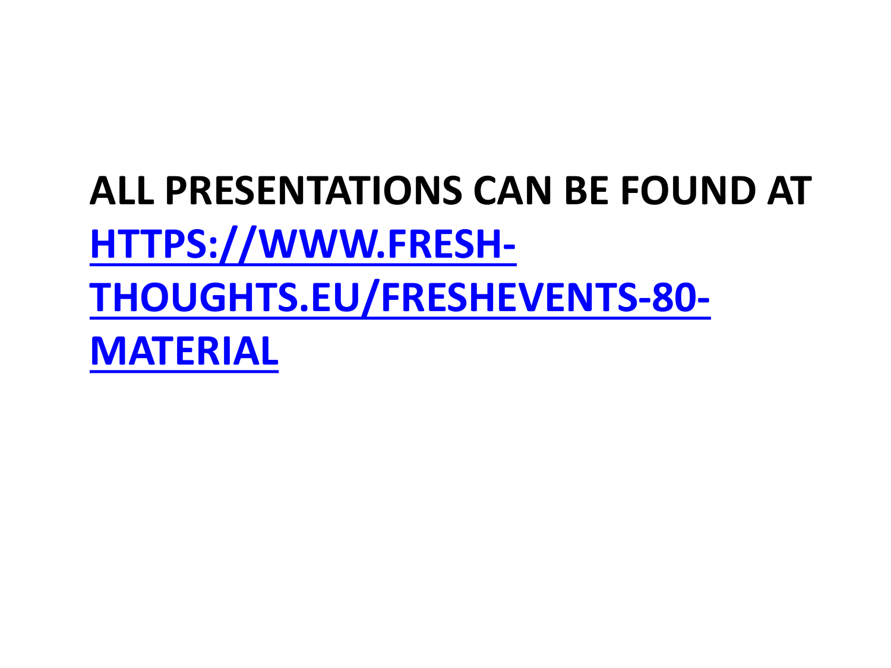**ALL PRESENTATIONS CAN BE FOUND AT [HTTPS://WWW.FRESH-THOUGHTS.EU/FRESHEVENTS-80-MATERIAL](https://www.fresh-thoughts.eu/freshevents-80-material)**